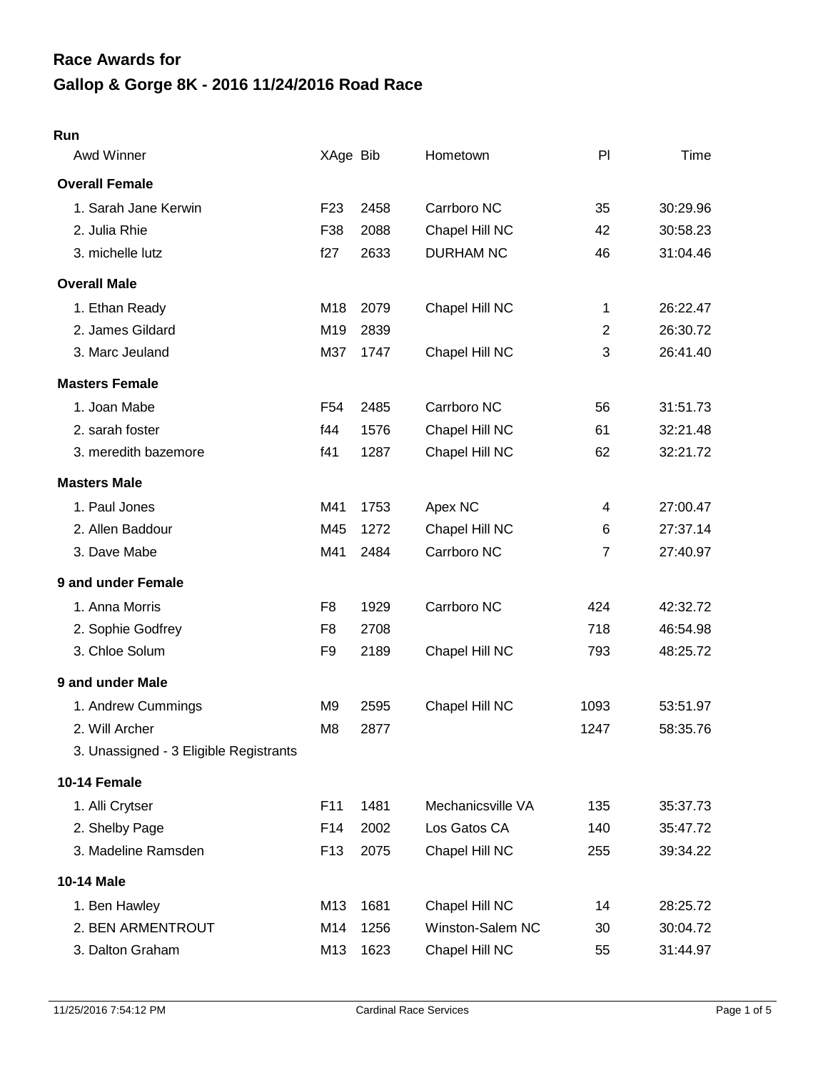# Race Awards for
# Gallop & Gorge 8K - 2016 11/24/2016 Road Race

**Run**

| Awd Winner | XAge | Bib | Hometown | Pl | Time |
|---|---|---|---|---|---|
| **Overall Female** | | | | | |
| 1. Sarah Jane Kerwin | F23 | 2458 | Carrboro NC | 35 | 30:29.96 |
| 2. Julia Rhie | F38 | 2088 | Chapel Hill NC | 42 | 30:58.23 |
| 3. michelle lutz | f27 | 2633 | DURHAM NC | 46 | 31:04.46 |
| **Overall Male** | | | | | |
| 1. Ethan Ready | M18 | 2079 | Chapel Hill NC | 1 | 26:22.47 |
| 2. James Gildard | M19 | 2839 | | 2 | 26:30.72 |
| 3. Marc Jeuland | M37 | 1747 | Chapel Hill NC | 3 | 26:41.40 |
| **Masters Female** | | | | | |
| 1. Joan Mabe | F54 | 2485 | Carrboro NC | 56 | 31:51.73 |
| 2. sarah foster | f44 | 1576 | Chapel Hill NC | 61 | 32:21.48 |
| 3. meredith bazemore | f41 | 1287 | Chapel Hill NC | 62 | 32:21.72 |
| **Masters Male** | | | | | |
| 1. Paul Jones | M41 | 1753 | Apex NC | 4 | 27:00.47 |
| 2. Allen Baddour | M45 | 1272 | Chapel Hill NC | 6 | 27:37.14 |
| 3. Dave Mabe | M41 | 2484 | Carrboro NC | 7 | 27:40.97 |
| **9 and under Female** | | | | | |
| 1. Anna Morris | F8 | 1929 | Carrboro NC | 424 | 42:32.72 |
| 2. Sophie Godfrey | F8 | 2708 | | 718 | 46:54.98 |
| 3. Chloe Solum | F9 | 2189 | Chapel Hill NC | 793 | 48:25.72 |
| **9 and under Male** | | | | | |
| 1. Andrew Cummings | M9 | 2595 | Chapel Hill NC | 1093 | 53:51.97 |
| 2. Will Archer | M8 | 2877 | | 1247 | 58:35.76 |
| 3. Unassigned - 3 Eligible Registrants | | | | | |
| **10-14 Female** | | | | | |
| 1. Alli Crytser | F11 | 1481 | Mechanicsville VA | 135 | 35:37.73 |
| 2. Shelby Page | F14 | 2002 | Los Gatos CA | 140 | 35:47.72 |
| 3. Madeline Ramsden | F13 | 2075 | Chapel Hill NC | 255 | 39:34.22 |
| **10-14 Male** | | | | | |
| 1. Ben Hawley | M13 | 1681 | Chapel Hill NC | 14 | 28:25.72 |
| 2. BEN ARMENTROUT | M14 | 1256 | Winston-Salem NC | 30 | 30:04.72 |
| 3. Dalton Graham | M13 | 1623 | Chapel Hill NC | 55 | 31:44.97 |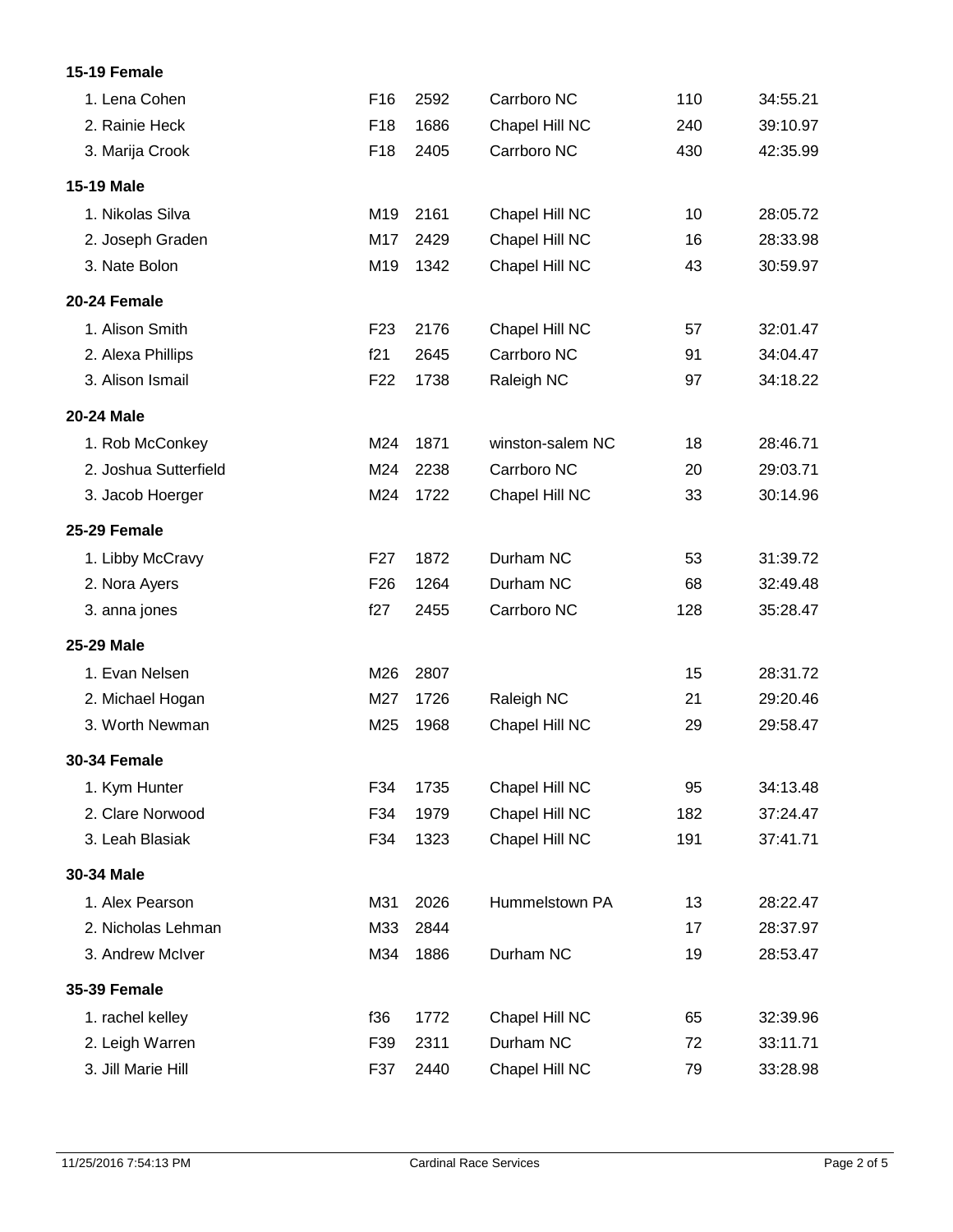**15-19 Female**

| | | | | | |
|---|---|---|---|---|---|
| 1. Lena Cohen | F16 | 2592 | Carrboro NC | 110 | 34:55.21 |
| 2. Rainie Heck | F18 | 1686 | Chapel Hill NC | 240 | 39:10.97 |
| 3. Marija Crook | F18 | 2405 | Carrboro NC | 430 | 42:35.99 |

**15-19 Male**

| | | | | | |
|---|---|---|---|---|---|
| 1. Nikolas Silva | M19 | 2161 | Chapel Hill NC | 10 | 28:05.72 |
| 2. Joseph Graden | M17 | 2429 | Chapel Hill NC | 16 | 28:33.98 |
| 3. Nate Bolon | M19 | 1342 | Chapel Hill NC | 43 | 30:59.97 |

**20-24 Female**

| | | | | | |
|---|---|---|---|---|---|
| 1. Alison Smith | F23 | 2176 | Chapel Hill NC | 57 | 32:01.47 |
| 2. Alexa Phillips | f21 | 2645 | Carrboro NC | 91 | 34:04.47 |
| 3. Alison Ismail | F22 | 1738 | Raleigh NC | 97 | 34:18.22 |

**20-24 Male**

| | | | | | |
|---|---|---|---|---|---|
| 1. Rob McConkey | M24 | 1871 | winston-salem NC | 18 | 28:46.71 |
| 2. Joshua Sutterfield | M24 | 2238 | Carrboro NC | 20 | 29:03.71 |
| 3. Jacob Hoerger | M24 | 1722 | Chapel Hill NC | 33 | 30:14.96 |

**25-29 Female**

| | | | | | |
|---|---|---|---|---|---|
| 1. Libby McCravy | F27 | 1872 | Durham NC | 53 | 31:39.72 |
| 2. Nora Ayers | F26 | 1264 | Durham NC | 68 | 32:49.48 |
| 3. anna jones | f27 | 2455 | Carrboro NC | 128 | 35:28.47 |

**25-29 Male**

| | | | | | |
|---|---|---|---|---|---|
| 1. Evan Nelsen | M26 | 2807 | | 15 | 28:31.72 |
| 2. Michael Hogan | M27 | 1726 | Raleigh NC | 21 | 29:20.46 |
| 3. Worth Newman | M25 | 1968 | Chapel Hill NC | 29 | 29:58.47 |

**30-34 Female**

| | | | | | |
|---|---|---|---|---|---|
| 1. Kym Hunter | F34 | 1735 | Chapel Hill NC | 95 | 34:13.48 |
| 2. Clare Norwood | F34 | 1979 | Chapel Hill NC | 182 | 37:24.47 |
| 3. Leah Blasiak | F34 | 1323 | Chapel Hill NC | 191 | 37:41.71 |

**30-34 Male**

| | | | | | |
|---|---|---|---|---|---|
| 1. Alex Pearson | M31 | 2026 | Hummelstown PA | 13 | 28:22.47 |
| 2. Nicholas Lehman | M33 | 2844 | | 17 | 28:37.97 |
| 3. Andrew McIver | M34 | 1886 | Durham NC | 19 | 28:53.47 |

**35-39 Female**

| | | | | | |
|---|---|---|---|---|---|
| 1. rachel kelley | f36 | 1772 | Chapel Hill NC | 65 | 32:39.96 |
| 2. Leigh Warren | F39 | 2311 | Durham NC | 72 | 33:11.71 |
| 3. Jill Marie Hill | F37 | 2440 | Chapel Hill NC | 79 | 33:28.98 |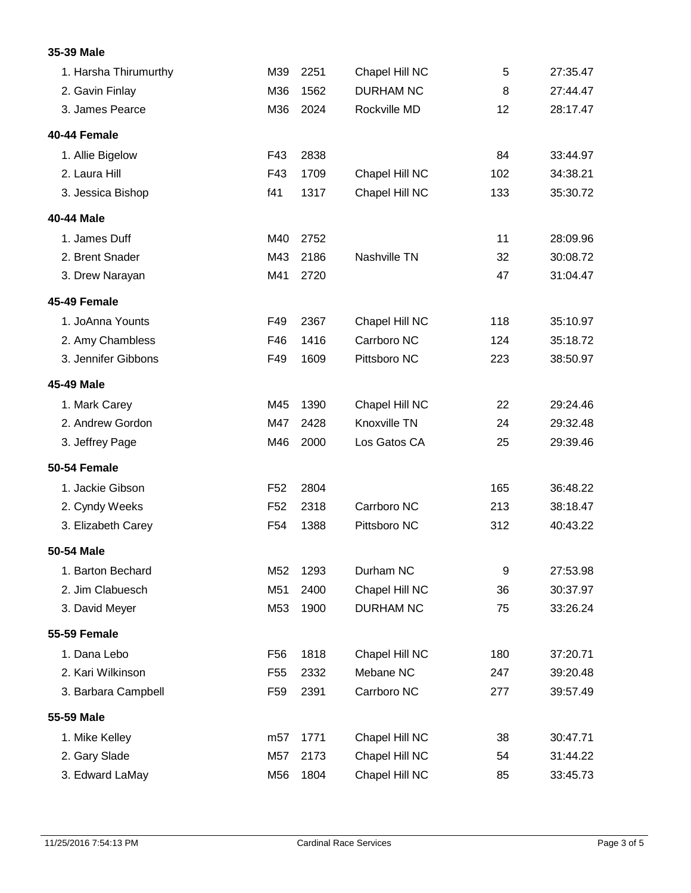**35-39 Male**

| | | | | | |
|---|---|---|---|---|---|
| 1. Harsha Thirumurthy | M39 | 2251 | Chapel Hill NC | 5 | 27:35.47 |
| 2. Gavin Finlay | M36 | 1562 | DURHAM NC | 8 | 27:44.47 |
| 3. James Pearce | M36 | 2024 | Rockville MD | 12 | 28:17.47 |

**40-44 Female**

| | | | | | |
|---|---|---|---|---|---|
| 1. Allie Bigelow | F43 | 2838 | | 84 | 33:44.97 |
| 2. Laura Hill | F43 | 1709 | Chapel Hill NC | 102 | 34:38.21 |
| 3. Jessica Bishop | f41 | 1317 | Chapel Hill NC | 133 | 35:30.72 |

**40-44 Male**

| | | | | | |
|---|---|---|---|---|---|
| 1. James Duff | M40 | 2752 | | 11 | 28:09.96 |
| 2. Brent Snader | M43 | 2186 | Nashville TN | 32 | 30:08.72 |
| 3. Drew Narayan | M41 | 2720 | | 47 | 31:04.47 |

**45-49 Female**

| | | | | | |
|---|---|---|---|---|---|
| 1. JoAnna Younts | F49 | 2367 | Chapel Hill NC | 118 | 35:10.97 |
| 2. Amy Chambless | F46 | 1416 | Carrboro NC | 124 | 35:18.72 |
| 3. Jennifer Gibbons | F49 | 1609 | Pittsboro NC | 223 | 38:50.97 |

**45-49 Male**

| | | | | | |
|---|---|---|---|---|---|
| 1. Mark Carey | M45 | 1390 | Chapel Hill NC | 22 | 29:24.46 |
| 2. Andrew Gordon | M47 | 2428 | Knoxville TN | 24 | 29:32.48 |
| 3. Jeffrey Page | M46 | 2000 | Los Gatos CA | 25 | 29:39.46 |

**50-54 Female**

| | | | | | |
|---|---|---|---|---|---|
| 1. Jackie Gibson | F52 | 2804 | | 165 | 36:48.22 |
| 2. Cyndy Weeks | F52 | 2318 | Carrboro NC | 213 | 38:18.47 |
| 3. Elizabeth Carey | F54 | 1388 | Pittsboro NC | 312 | 40:43.22 |

**50-54 Male**

| | | | | | |
|---|---|---|---|---|---|
| 1. Barton Bechard | M52 | 1293 | Durham NC | 9 | 27:53.98 |
| 2. Jim Clabuesch | M51 | 2400 | Chapel Hill NC | 36 | 30:37.97 |
| 3. David Meyer | M53 | 1900 | DURHAM NC | 75 | 33:26.24 |

**55-59 Female**

| | | | | | |
|---|---|---|---|---|---|
| 1. Dana Lebo | F56 | 1818 | Chapel Hill NC | 180 | 37:20.71 |
| 2. Kari Wilkinson | F55 | 2332 | Mebane NC | 247 | 39:20.48 |
| 3. Barbara Campbell | F59 | 2391 | Carrboro NC | 277 | 39:57.49 |

**55-59 Male**

| | | | | | |
|---|---|---|---|---|---|
| 1. Mike Kelley | m57 | 1771 | Chapel Hill NC | 38 | 30:47.71 |
| 2. Gary Slade | M57 | 2173 | Chapel Hill NC | 54 | 31:44.22 |
| 3. Edward LaMay | M56 | 1804 | Chapel Hill NC | 85 | 33:45.73 |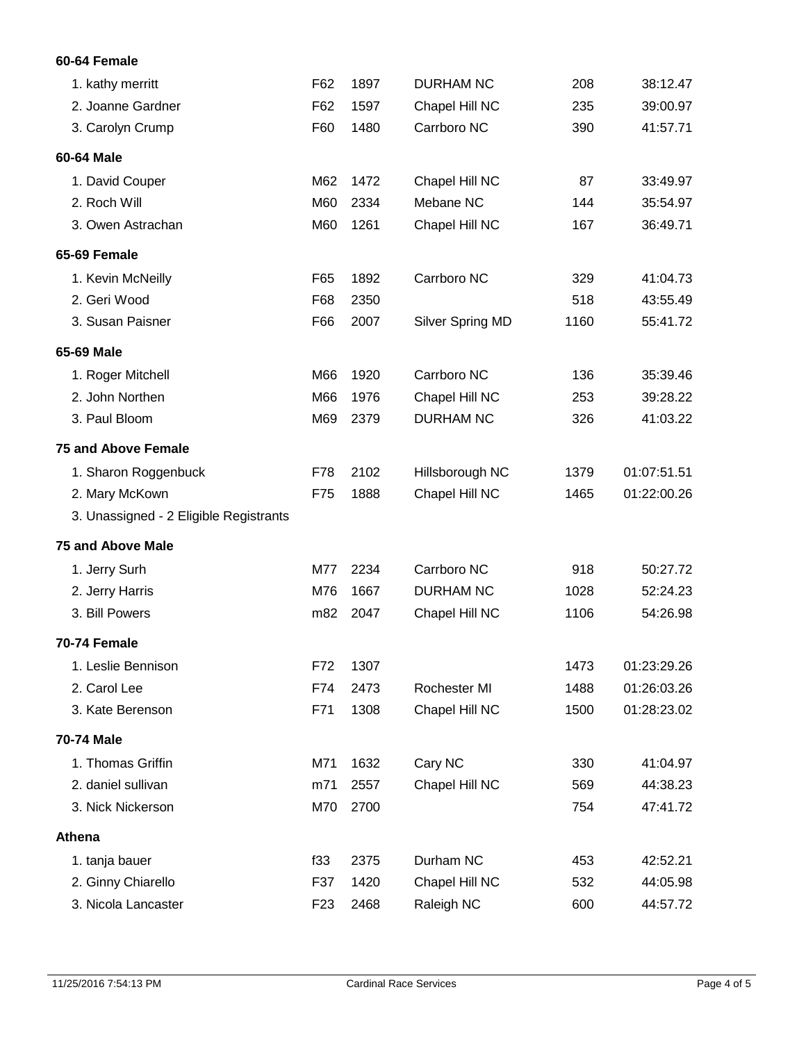**60-64 Female**

| | | | | | |
|---|---|---|---|---|---|
| 1. kathy merritt | F62 | 1897 | DURHAM NC | 208 | 38:12.47 |
| 2. Joanne Gardner | F62 | 1597 | Chapel Hill NC | 235 | 39:00.97 |
| 3. Carolyn Crump | F60 | 1480 | Carrboro NC | 390 | 41:57.71 |

**60-64 Male**

| | | | | | |
|---|---|---|---|---|---|
| 1. David Couper | M62 | 1472 | Chapel Hill NC | 87 | 33:49.97 |
| 2. Roch Will | M60 | 2334 | Mebane NC | 144 | 35:54.97 |
| 3. Owen Astrachan | M60 | 1261 | Chapel Hill NC | 167 | 36:49.71 |

**65-69 Female**

| | | | | | |
|---|---|---|---|---|---|
| 1. Kevin McNeilly | F65 | 1892 | Carrboro NC | 329 | 41:04.73 |
| 2. Geri Wood | F68 | 2350 | | 518 | 43:55.49 |
| 3. Susan Paisner | F66 | 2007 | Silver Spring MD | 1160 | 55:41.72 |

**65-69 Male**

| | | | | | |
|---|---|---|---|---|---|
| 1. Roger Mitchell | M66 | 1920 | Carrboro NC | 136 | 35:39.46 |
| 2. John Northen | M66 | 1976 | Chapel Hill NC | 253 | 39:28.22 |
| 3. Paul Bloom | M69 | 2379 | DURHAM NC | 326 | 41:03.22 |

**75 and Above Female**

| | | | | | |
|---|---|---|---|---|---|
| 1. Sharon Roggenbuck | F78 | 2102 | Hillsborough NC | 1379 | 01:07:51.51 |
| 2. Mary McKown | F75 | 1888 | Chapel Hill NC | 1465 | 01:22:00.26 |
| 3. Unassigned - 2 Eligible Registrants | | | | | |

**75 and Above Male**

| | | | | | |
|---|---|---|---|---|---|
| 1. Jerry Surh | M77 | 2234 | Carrboro NC | 918 | 50:27.72 |
| 2. Jerry Harris | M76 | 1667 | DURHAM NC | 1028 | 52:24.23 |
| 3. Bill Powers | m82 | 2047 | Chapel Hill NC | 1106 | 54:26.98 |

**70-74 Female**

| | | | | | |
|---|---|---|---|---|---|
| 1. Leslie Bennison | F72 | 1307 | | 1473 | 01:23:29.26 |
| 2. Carol Lee | F74 | 2473 | Rochester MI | 1488 | 01:26:03.26 |
| 3. Kate Berenson | F71 | 1308 | Chapel Hill NC | 1500 | 01:28:23.02 |

**70-74 Male**

| | | | | | |
|---|---|---|---|---|---|
| 1. Thomas Griffin | M71 | 1632 | Cary NC | 330 | 41:04.97 |
| 2. daniel sullivan | m71 | 2557 | Chapel Hill NC | 569 | 44:38.23 |
| 3. Nick Nickerson | M70 | 2700 | | 754 | 47:41.72 |

**Athena**

| | | | | | |
|---|---|---|---|---|---|
| 1. tanja bauer | f33 | 2375 | Durham NC | 453 | 42:52.21 |
| 2. Ginny Chiarello | F37 | 1420 | Chapel Hill NC | 532 | 44:05.98 |
| 3. Nicola Lancaster | F23 | 2468 | Raleigh NC | 600 | 44:57.72 |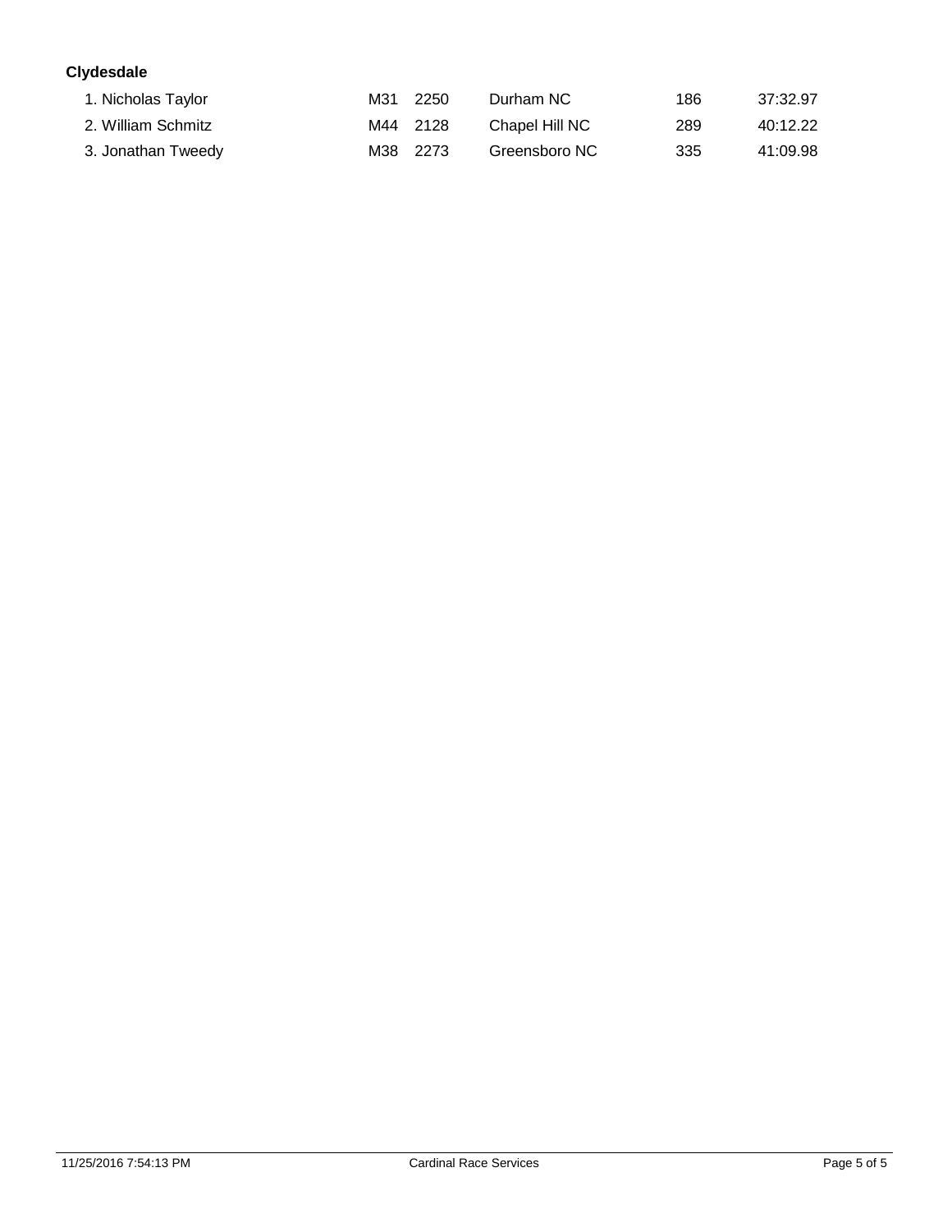### Clydesdale

| | | | | | |
|---|---|---|---|---|---|
| 1. Nicholas Taylor | M31 | 2250 | Durham NC | 186 | 37:32.97 |
| 2. William Schmitz | M44 | 2128 | Chapel Hill NC | 289 | 40:12.22 |
| 3. Jonathan Tweedy | M38 | 2273 | Greensboro NC | 335 | 41:09.98 |